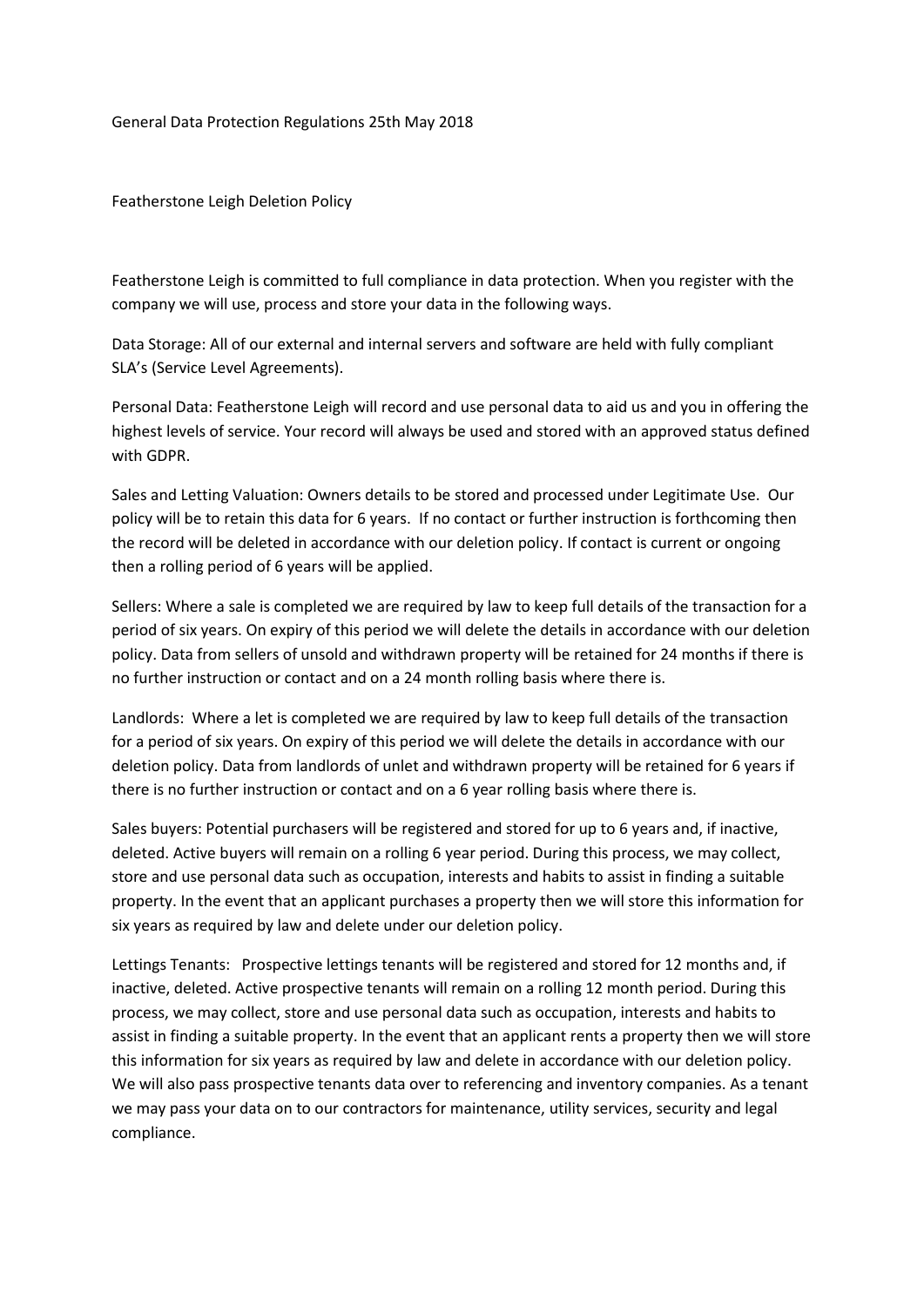General Data Protection Regulations 25th May 2018

Featherstone Leigh Deletion Policy

Featherstone Leigh is committed to full compliance in data protection. When you register with the company we will use, process and store your data in the following ways.

Data Storage: All of our external and internal servers and software are held with fully compliant SLA's (Service Level Agreements).

Personal Data: Featherstone Leigh will record and use personal data to aid us and you in offering the highest levels of service. Your record will always be used and stored with an approved status defined with GDPR.

Sales and Letting Valuation: Owners details to be stored and processed under Legitimate Use. Our policy will be to retain this data for 6 years. If no contact or further instruction is forthcoming then the record will be deleted in accordance with our deletion policy. If contact is current or ongoing then a rolling period of 6 years will be applied.

Sellers: Where a sale is completed we are required by law to keep full details of the transaction for a period of six years. On expiry of this period we will delete the details in accordance with our deletion policy. Data from sellers of unsold and withdrawn property will be retained for 24 months if there is no further instruction or contact and on a 24 month rolling basis where there is.

Landlords: Where a let is completed we are required by law to keep full details of the transaction for a period of six years. On expiry of this period we will delete the details in accordance with our deletion policy. Data from landlords of unlet and withdrawn property will be retained for 6 years if there is no further instruction or contact and on a 6 year rolling basis where there is.

Sales buyers: Potential purchasers will be registered and stored for up to 6 years and, if inactive, deleted. Active buyers will remain on a rolling 6 year period. During this process, we may collect, store and use personal data such as occupation, interests and habits to assist in finding a suitable property. In the event that an applicant purchases a property then we will store this information for six years as required by law and delete under our deletion policy.

Lettings Tenants: Prospective lettings tenants will be registered and stored for 12 months and, if inactive, deleted. Active prospective tenants will remain on a rolling 12 month period. During this process, we may collect, store and use personal data such as occupation, interests and habits to assist in finding a suitable property. In the event that an applicant rents a property then we will store this information for six years as required by law and delete in accordance with our deletion policy. We will also pass prospective tenants data over to referencing and inventory companies. As a tenant we may pass your data on to our contractors for maintenance, utility services, security and legal compliance.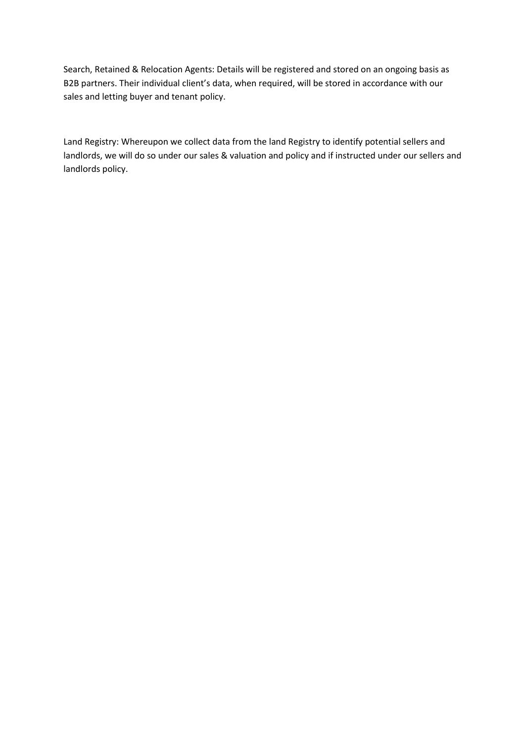Search, Retained & Relocation Agents: Details will be registered and stored on an ongoing basis as B2B partners. Their individual client's data, when required, will be stored in accordance with our sales and letting buyer and tenant policy.

Land Registry: Whereupon we collect data from the land Registry to identify potential sellers and landlords, we will do so under our sales & valuation and policy and if instructed under our sellers and landlords policy.